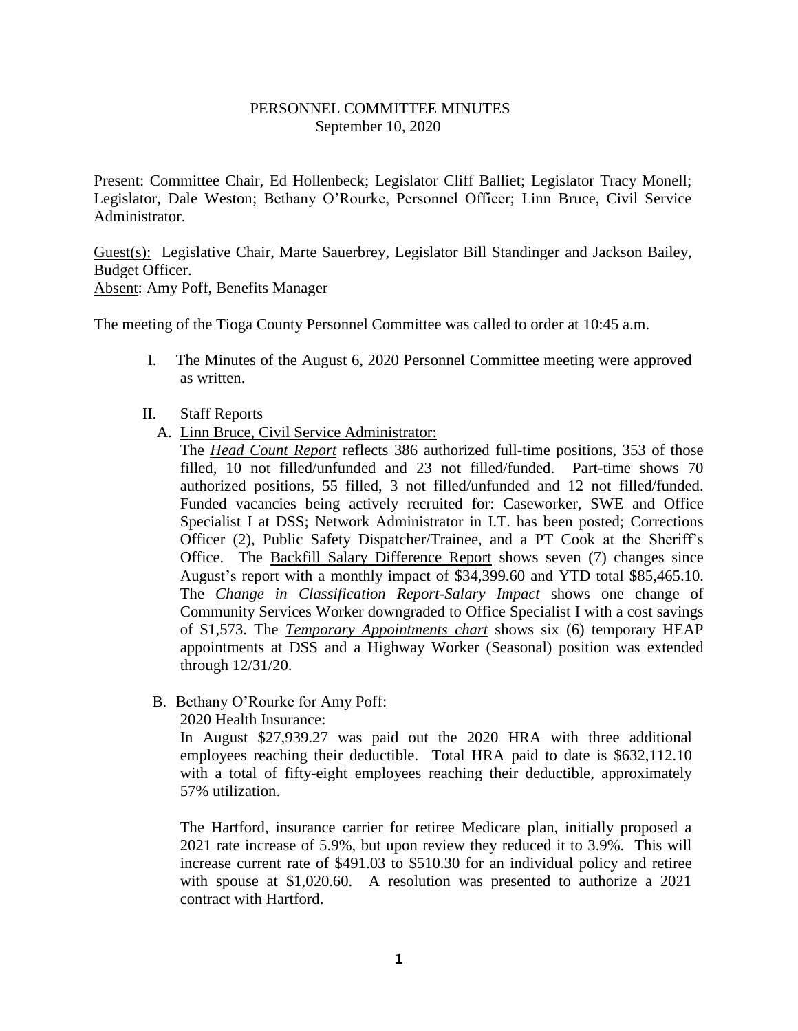# PERSONNEL COMMITTEE MINUTES

September 10, 2020

Present: Committee Chair, Ed Hollenbeck; Legislator Cliff Balliet; Legislator Tracy Monell; Legislator, Dale Weston; Bethany O'Rourke, Personnel Officer; Linn Bruce, Civil Service Administrator.

Guest(s): Legislative Chair, Marte Sauerbrey, Legislator Bill Standinger and Jackson Bailey, Budget Officer.

Absent: Amy Poff, Benefits Manager

The meeting of the Tioga County Personnel Committee was called to order at 10:45 a.m.

I. The Minutes of the August 6, 2020 Personnel Committee meeting were approved as written.

II. Staff Reports

A. Linn Bruce, Civil Service Administrator:

The ***Head Count Report*** reflects 386 authorized full-time positions, 353 of those filled, 10 not filled/unfunded and 23 not filled/funded. Part-time shows 70 authorized positions, 55 filled, 3 not filled/unfunded and 12 not filled/funded. Funded vacancies being actively recruited for: Caseworker, SWE and Office Specialist I at DSS; Network Administrator in I.T. has been posted; Corrections Officer (2), Public Safety Dispatcher/Trainee, and a PT Cook at the Sheriff's Office. The Backfill Salary Difference Report shows seven (7) changes since August's report with a monthly impact of $34,399.60 and YTD total $85,465.10. The ***Change in Classification Report-Salary Impact*** shows one change of Community Services Worker downgraded to Office Specialist I with a cost savings of $1,573. The ***Temporary Appointments chart*** shows six (6) temporary HEAP appointments at DSS and a Highway Worker (Seasonal) position was extended through 12/31/20.

B. Bethany O'Rourke for Amy Poff:

2020 Health Insurance:

In August $27,939.27 was paid out the 2020 HRA with three additional employees reaching their deductible. Total HRA paid to date is $632,112.10 with a total of fifty-eight employees reaching their deductible, approximately 57% utilization.

The Hartford, insurance carrier for retiree Medicare plan, initially proposed a 2021 rate increase of 5.9%, but upon review they reduced it to 3.9%. This will increase current rate of $491.03 to $510.30 for an individual policy and retiree with spouse at $1,020.60. A resolution was presented to authorize a 2021 contract with Hartford.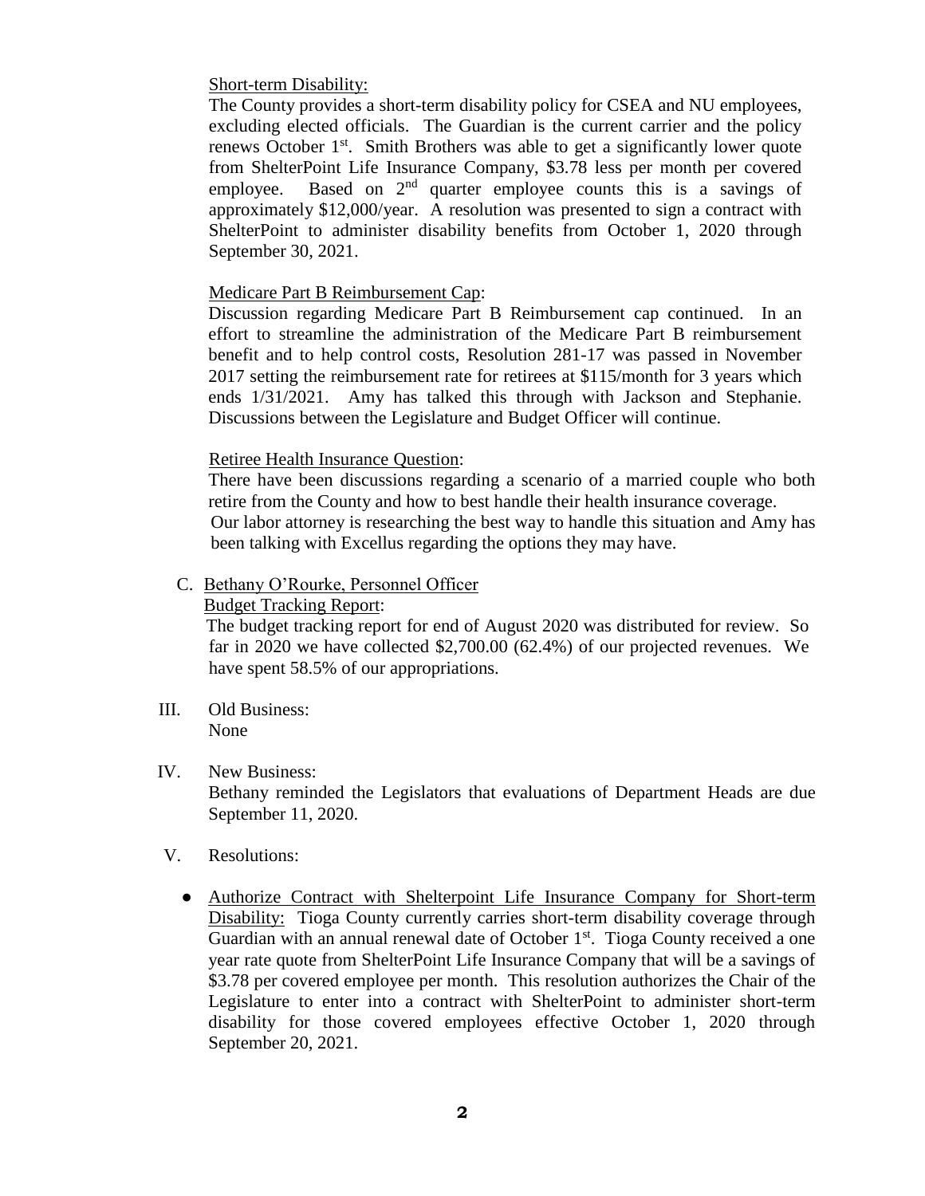Short-term Disability:

The County provides a short-term disability policy for CSEA and NU employees, excluding elected officials. The Guardian is the current carrier and the policy renews October 1st. Smith Brothers was able to get a significantly lower quote from ShelterPoint Life Insurance Company, $3.78 less per month per covered employee. Based on 2nd quarter employee counts this is a savings of approximately $12,000/year. A resolution was presented to sign a contract with ShelterPoint to administer disability benefits from October 1, 2020 through September 30, 2021.

Medicare Part B Reimbursement Cap:

Discussion regarding Medicare Part B Reimbursement cap continued. In an effort to streamline the administration of the Medicare Part B reimbursement benefit and to help control costs, Resolution 281-17 was passed in November 2017 setting the reimbursement rate for retirees at $115/month for 3 years which ends 1/31/2021. Amy has talked this through with Jackson and Stephanie. Discussions between the Legislature and Budget Officer will continue.

Retiree Health Insurance Question:

There have been discussions regarding a scenario of a married couple who both retire from the County and how to best handle their health insurance coverage. Our labor attorney is researching the best way to handle this situation and Amy has been talking with Excellus regarding the options they may have.

C. Bethany O'Rourke, Personnel Officer

Budget Tracking Report:

The budget tracking report for end of August 2020 was distributed for review. So far in 2020 we have collected $2,700.00 (62.4%) of our projected revenues. We have spent 58.5% of our appropriations.

III. Old Business:

None

IV. New Business:

Bethany reminded the Legislators that evaluations of Department Heads are due September 11, 2020.

V. Resolutions:

- Authorize Contract with Shelterpoint Life Insurance Company for Short-term Disability: Tioga County currently carries short-term disability coverage through Guardian with an annual renewal date of October 1st. Tioga County received a one year rate quote from ShelterPoint Life Insurance Company that will be a savings of $3.78 per covered employee per month. This resolution authorizes the Chair of the Legislature to enter into a contract with ShelterPoint to administer short-term disability for those covered employees effective October 1, 2020 through September 20, 2021.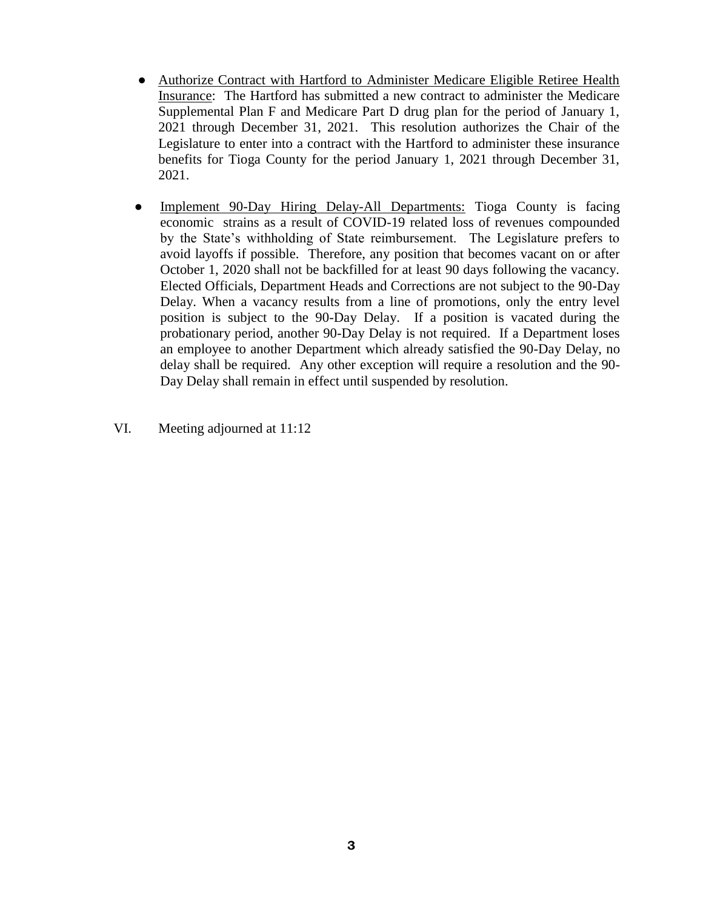- <u>Authorize Contract with Hartford to Administer Medicare Eligible Retiree Health Insurance</u>: The Hartford has submitted a new contract to administer the Medicare Supplemental Plan F and Medicare Part D drug plan for the period of January 1, 2021 through December 31, 2021. This resolution authorizes the Chair of the Legislature to enter into a contract with the Hartford to administer these insurance benefits for Tioga County for the period January 1, 2021 through December 31, 2021.

- <u>Implement 90-Day Hiring Delay-All Departments:</u> Tioga County is facing economic strains as a result of COVID-19 related loss of revenues compounded by the State's withholding of State reimbursement. The Legislature prefers to avoid layoffs if possible. Therefore, any position that becomes vacant on or after October 1, 2020 shall not be backfilled for at least 90 days following the vacancy. Elected Officials, Department Heads and Corrections are not subject to the 90-Day Delay. When a vacancy results from a line of promotions, only the entry level position is subject to the 90-Day Delay. If a position is vacated during the probationary period, another 90-Day Delay is not required. If a Department loses an employee to another Department which already satisfied the 90-Day Delay, no delay shall be required. Any other exception will require a resolution and the 90-Day Delay shall remain in effect until suspended by resolution.

VI. Meeting adjourned at 11:12